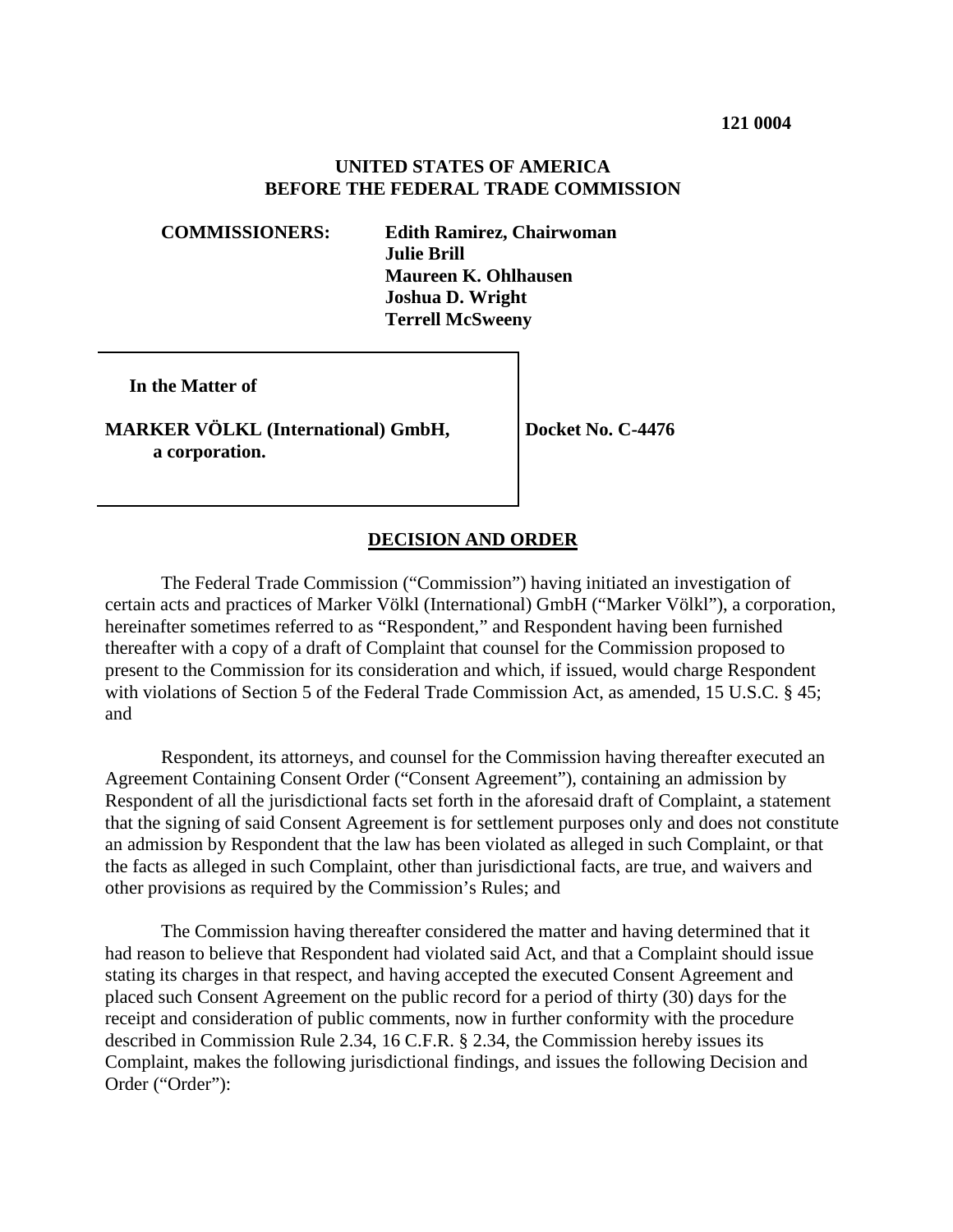**121 0004**

**UNITED STATES OF AMERICA**
**BEFORE THE FEDERAL TRADE COMMISSION**

**COMMISSIONERS:** **Edith Ramirez, Chairwoman**
**Julie Brill**
**Maureen K. Ohlhausen**
**Joshua D. Wright**
**Terrell McSweeny**

| | |
|---|---|
| **In the Matter of**<br><br>**MARKER VÖLKL (International) GmbH,**<br>**a corporation.** | **Docket No. C-4476** |

## DECISION AND ORDER

The Federal Trade Commission ("Commission") having initiated an investigation of certain acts and practices of Marker Völkl (International) GmbH ("Marker Völkl"), a corporation, hereinafter sometimes referred to as "Respondent," and Respondent having been furnished thereafter with a copy of a draft of Complaint that counsel for the Commission proposed to present to the Commission for its consideration and which, if issued, would charge Respondent with violations of Section 5 of the Federal Trade Commission Act, as amended, 15 U.S.C. § 45; and

Respondent, its attorneys, and counsel for the Commission having thereafter executed an Agreement Containing Consent Order ("Consent Agreement"), containing an admission by Respondent of all the jurisdictional facts set forth in the aforesaid draft of Complaint, a statement that the signing of said Consent Agreement is for settlement purposes only and does not constitute an admission by Respondent that the law has been violated as alleged in such Complaint, or that the facts as alleged in such Complaint, other than jurisdictional facts, are true, and waivers and other provisions as required by the Commission's Rules; and

The Commission having thereafter considered the matter and having determined that it had reason to believe that Respondent had violated said Act, and that a Complaint should issue stating its charges in that respect, and having accepted the executed Consent Agreement and placed such Consent Agreement on the public record for a period of thirty (30) days for the receipt and consideration of public comments, now in further conformity with the procedure described in Commission Rule 2.34, 16 C.F.R. § 2.34, the Commission hereby issues its Complaint, makes the following jurisdictional findings, and issues the following Decision and Order ("Order"):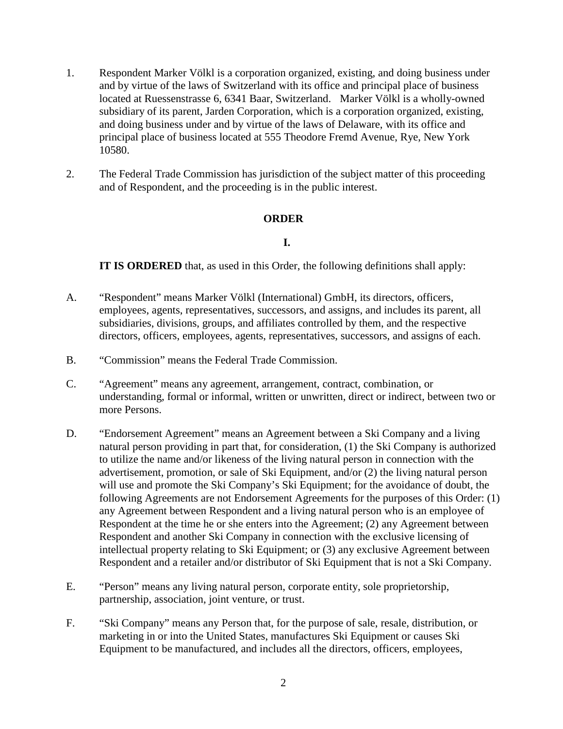1. Respondent Marker Völkl is a corporation organized, existing, and doing business under and by virtue of the laws of Switzerland with its office and principal place of business located at Ruessenstrasse 6, 6341 Baar, Switzerland. Marker Völkl is a wholly-owned subsidiary of its parent, Jarden Corporation, which is a corporation organized, existing, and doing business under and by virtue of the laws of Delaware, with its office and principal place of business located at 555 Theodore Fremd Avenue, Rye, New York 10580.

2. The Federal Trade Commission has jurisdiction of the subject matter of this proceeding and of Respondent, and the proceeding is in the public interest.

**ORDER**

**I.**

**IT IS ORDERED** that, as used in this Order, the following definitions shall apply:

A. "Respondent" means Marker Völkl (International) GmbH, its directors, officers, employees, agents, representatives, successors, and assigns, and includes its parent, all subsidiaries, divisions, groups, and affiliates controlled by them, and the respective directors, officers, employees, agents, representatives, successors, and assigns of each.

B. "Commission" means the Federal Trade Commission.

C. "Agreement" means any agreement, arrangement, contract, combination, or understanding, formal or informal, written or unwritten, direct or indirect, between two or more Persons.

D. "Endorsement Agreement" means an Agreement between a Ski Company and a living natural person providing in part that, for consideration, (1) the Ski Company is authorized to utilize the name and/or likeness of the living natural person in connection with the advertisement, promotion, or sale of Ski Equipment, and/or (2) the living natural person will use and promote the Ski Company's Ski Equipment; for the avoidance of doubt, the following Agreements are not Endorsement Agreements for the purposes of this Order: (1) any Agreement between Respondent and a living natural person who is an employee of Respondent at the time he or she enters into the Agreement; (2) any Agreement between Respondent and another Ski Company in connection with the exclusive licensing of intellectual property relating to Ski Equipment; or (3) any exclusive Agreement between Respondent and a retailer and/or distributor of Ski Equipment that is not a Ski Company.

E. "Person" means any living natural person, corporate entity, sole proprietorship, partnership, association, joint venture, or trust.

F. "Ski Company" means any Person that, for the purpose of sale, resale, distribution, or marketing in or into the United States, manufactures Ski Equipment or causes Ski Equipment to be manufactured, and includes all the directors, officers, employees,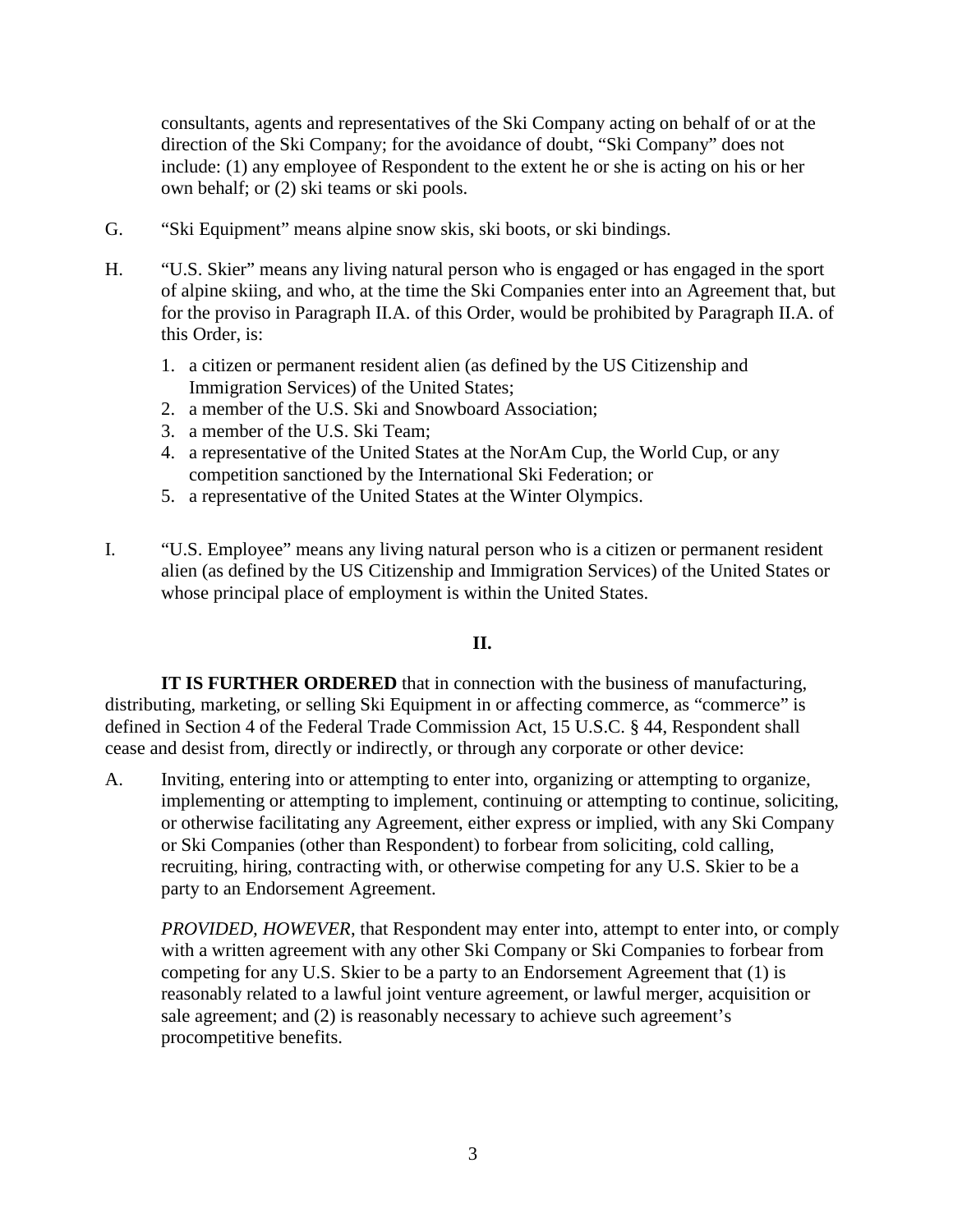consultants, agents and representatives of the Ski Company acting on behalf of or at the direction of the Ski Company; for the avoidance of doubt, "Ski Company" does not include: (1) any employee of Respondent to the extent he or she is acting on his or her own behalf; or (2) ski teams or ski pools.

G. "Ski Equipment" means alpine snow skis, ski boots, or ski bindings.

H. "U.S. Skier" means any living natural person who is engaged or has engaged in the sport of alpine skiing, and who, at the time the Ski Companies enter into an Agreement that, but for the proviso in Paragraph II.A. of this Order, would be prohibited by Paragraph II.A. of this Order, is:

1. a citizen or permanent resident alien (as defined by the US Citizenship and Immigration Services) of the United States;
2. a member of the U.S. Ski and Snowboard Association;
3. a member of the U.S. Ski Team;
4. a representative of the United States at the NorAm Cup, the World Cup, or any competition sanctioned by the International Ski Federation; or
5. a representative of the United States at the Winter Olympics.

I. "U.S. Employee" means any living natural person who is a citizen or permanent resident alien (as defined by the US Citizenship and Immigration Services) of the United States or whose principal place of employment is within the United States.

**II.**

**IT IS FURTHER ORDERED** that in connection with the business of manufacturing, distributing, marketing, or selling Ski Equipment in or affecting commerce, as "commerce" is defined in Section 4 of the Federal Trade Commission Act, 15 U.S.C. § 44, Respondent shall cease and desist from, directly or indirectly, or through any corporate or other device:

A. Inviting, entering into or attempting to enter into, organizing or attempting to organize, implementing or attempting to implement, continuing or attempting to continue, soliciting, or otherwise facilitating any Agreement, either express or implied, with any Ski Company or Ski Companies (other than Respondent) to forbear from soliciting, cold calling, recruiting, hiring, contracting with, or otherwise competing for any U.S. Skier to be a party to an Endorsement Agreement.

*PROVIDED, HOWEVER*, that Respondent may enter into, attempt to enter into, or comply with a written agreement with any other Ski Company or Ski Companies to forbear from competing for any U.S. Skier to be a party to an Endorsement Agreement that (1) is reasonably related to a lawful joint venture agreement, or lawful merger, acquisition or sale agreement; and (2) is reasonably necessary to achieve such agreement's procompetitive benefits.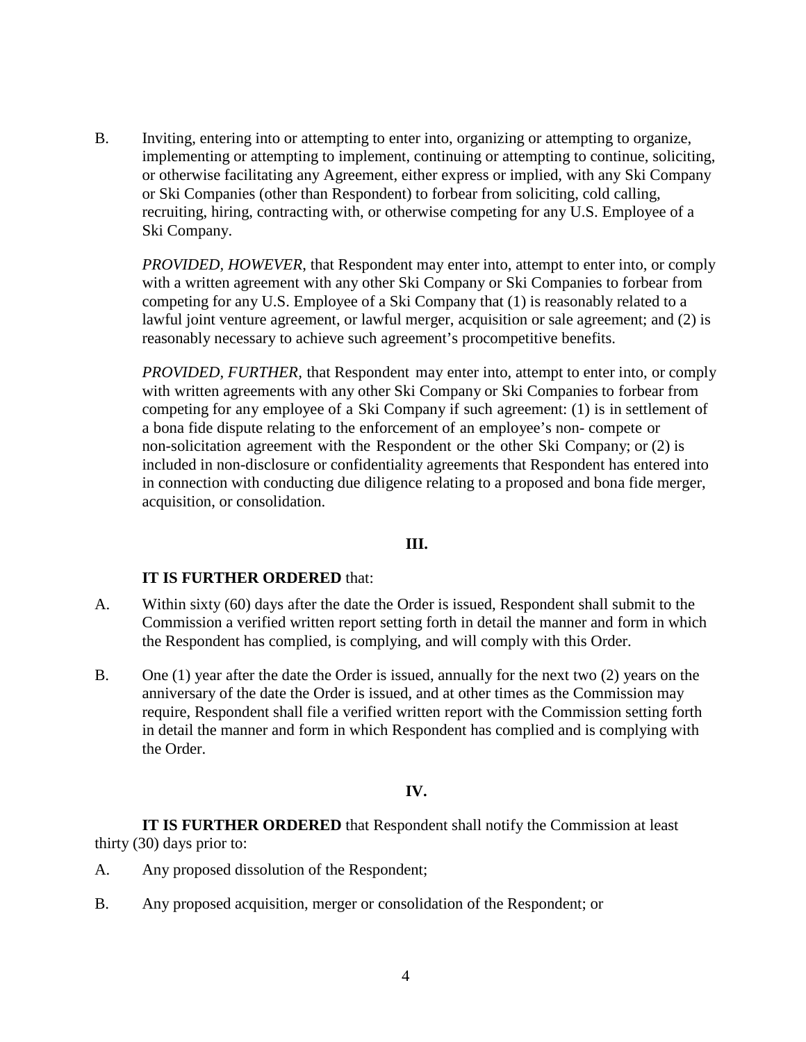B. Inviting, entering into or attempting to enter into, organizing or attempting to organize, implementing or attempting to implement, continuing or attempting to continue, soliciting, or otherwise facilitating any Agreement, either express or implied, with any Ski Company or Ski Companies (other than Respondent) to forbear from soliciting, cold calling, recruiting, hiring, contracting with, or otherwise competing for any U.S. Employee of a Ski Company.

*PROVIDED, HOWEVER*, that Respondent may enter into, attempt to enter into, or comply with a written agreement with any other Ski Company or Ski Companies to forbear from competing for any U.S. Employee of a Ski Company that (1) is reasonably related to a lawful joint venture agreement, or lawful merger, acquisition or sale agreement; and (2) is reasonably necessary to achieve such agreement's procompetitive benefits.

*PROVIDED, FURTHER*, that Respondent may enter into, attempt to enter into, or comply with written agreements with any other Ski Company or Ski Companies to forbear from competing for any employee of a Ski Company if such agreement: (1) is in settlement of a bona fide dispute relating to the enforcement of an employee's non- compete or non-solicitation agreement with the Respondent or the other Ski Company; or (2) is included in non-disclosure or confidentiality agreements that Respondent has entered into in connection with conducting due diligence relating to a proposed and bona fide merger, acquisition, or consolidation.

## III.

**IT IS FURTHER ORDERED** that:

A. Within sixty (60) days after the date the Order is issued, Respondent shall submit to the Commission a verified written report setting forth in detail the manner and form in which the Respondent has complied, is complying, and will comply with this Order.

B. One (1) year after the date the Order is issued, annually for the next two (2) years on the anniversary of the date the Order is issued, and at other times as the Commission may require, Respondent shall file a verified written report with the Commission setting forth in detail the manner and form in which Respondent has complied and is complying with the Order.

## IV.

**IT IS FURTHER ORDERED** that Respondent shall notify the Commission at least thirty (30) days prior to:

A. Any proposed dissolution of the Respondent;

B. Any proposed acquisition, merger or consolidation of the Respondent; or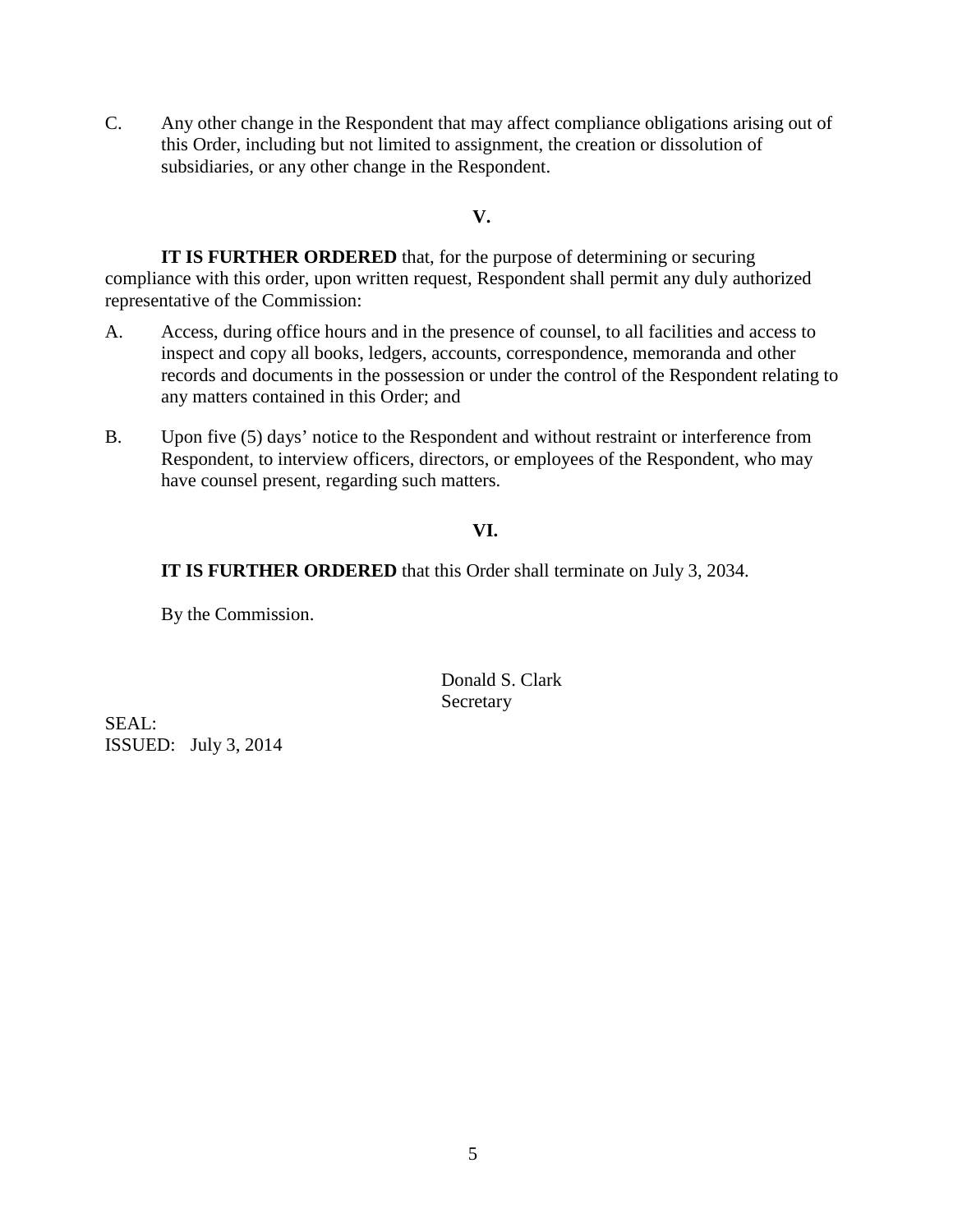C. Any other change in the Respondent that may affect compliance obligations arising out of this Order, including but not limited to assignment, the creation or dissolution of subsidiaries, or any other change in the Respondent.

## V.

**IT IS FURTHER ORDERED** that, for the purpose of determining or securing compliance with this order, upon written request, Respondent shall permit any duly authorized representative of the Commission:

A. Access, during office hours and in the presence of counsel, to all facilities and access to inspect and copy all books, ledgers, accounts, correspondence, memoranda and other records and documents in the possession or under the control of the Respondent relating to any matters contained in this Order; and

B. Upon five (5) days' notice to the Respondent and without restraint or interference from Respondent, to interview officers, directors, or employees of the Respondent, who may have counsel present, regarding such matters.

## VI.

**IT IS FURTHER ORDERED** that this Order shall terminate on July 3, 2034.

By the Commission.

Donald S. Clark
Secretary

SEAL:
ISSUED: July 3, 2014